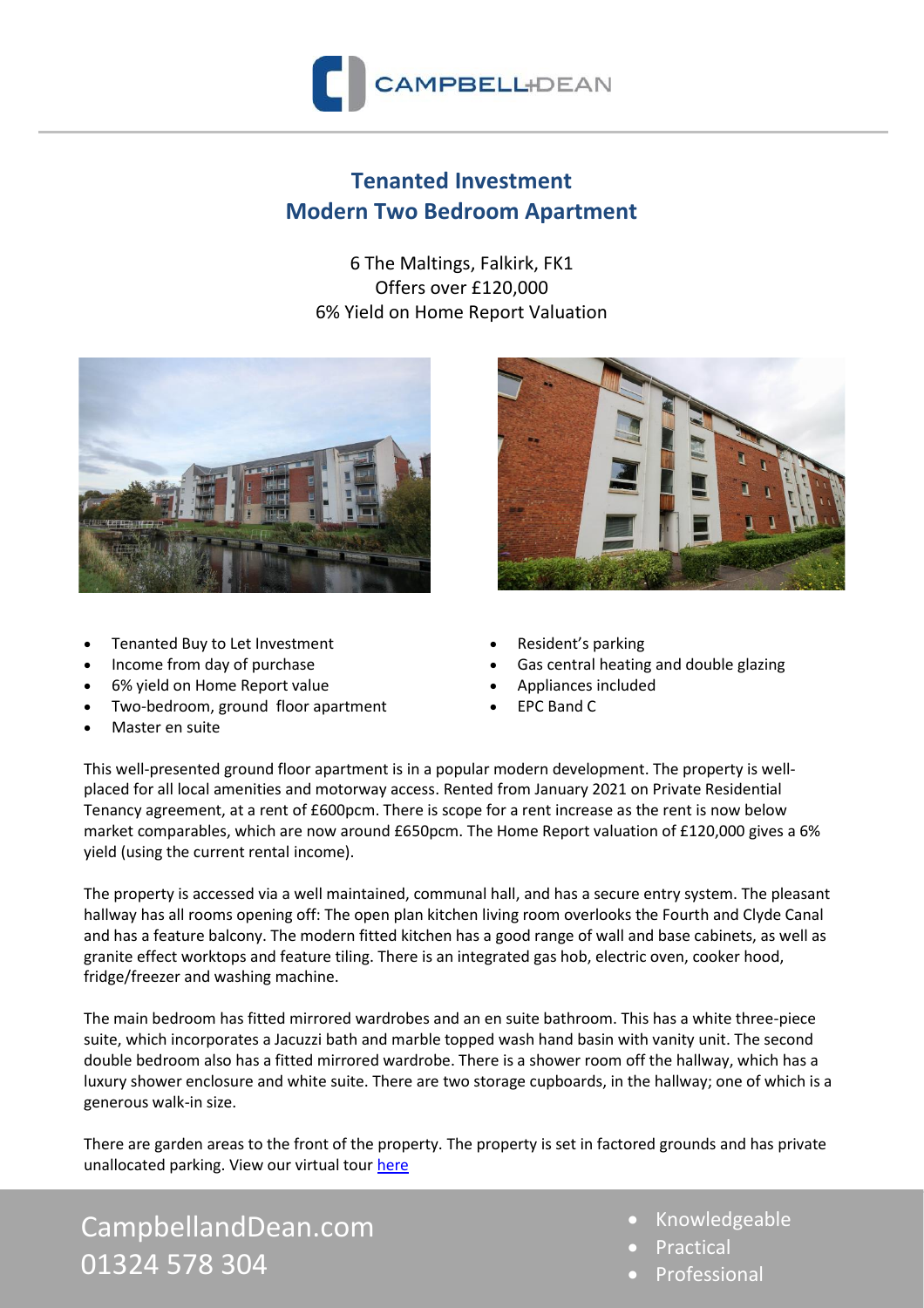# Tenanted Investment
# Modern Two Bedroom Apartment

6 The Maltings, Falkirk, FK1
Offers over £120,000
6% Yield on Home Report Valuation

- Tenanted Buy to Let Investment
- Income from day of purchase
- 6% yield on Home Report value
- Two-bedroom, ground floor apartment
- Master en suite
- Resident's parking
- Gas central heating and double glazing
- Appliances included
- EPC Band C

This well-presented ground floor apartment is in a popular modern development. The property is well-placed for all local amenities and motorway access. Rented from January 2021 on Private Residential Tenancy agreement, at a rent of £600pcm. There is scope for a rent increase as the rent is now below market comparables, which are now around £650pcm. The Home Report valuation of £120,000 gives a 6% yield (using the current rental income).

The property is accessed via a well maintained, communal hall, and has a secure entry system. The pleasant hallway has all rooms opening off: The open plan kitchen living room overlooks the Fourth and Clyde Canal and has a feature balcony. The modern fitted kitchen has a good range of wall and base cabinets, as well as granite effect worktops and feature tiling. There is an integrated gas hob, electric oven, cooker hood, fridge/freezer and washing machine.

The main bedroom has fitted mirrored wardrobes and an en suite bathroom. This has a white three-piece suite, which incorporates a Jacuzzi bath and marble topped wash hand basin with vanity unit. The second double bedroom also has a fitted mirrored wardrobe. There is a shower room off the hallway, which has a luxury shower enclosure and white suite. There are two storage cupboards, in the hallway; one of which is a generous walk-in size.

There are garden areas to the front of the property. The property is set in factored grounds and has private unallocated parking. View our virtual tour here

CampbellandDean.com
01324 578 304

- Knowledgeable
- Practical
- Professional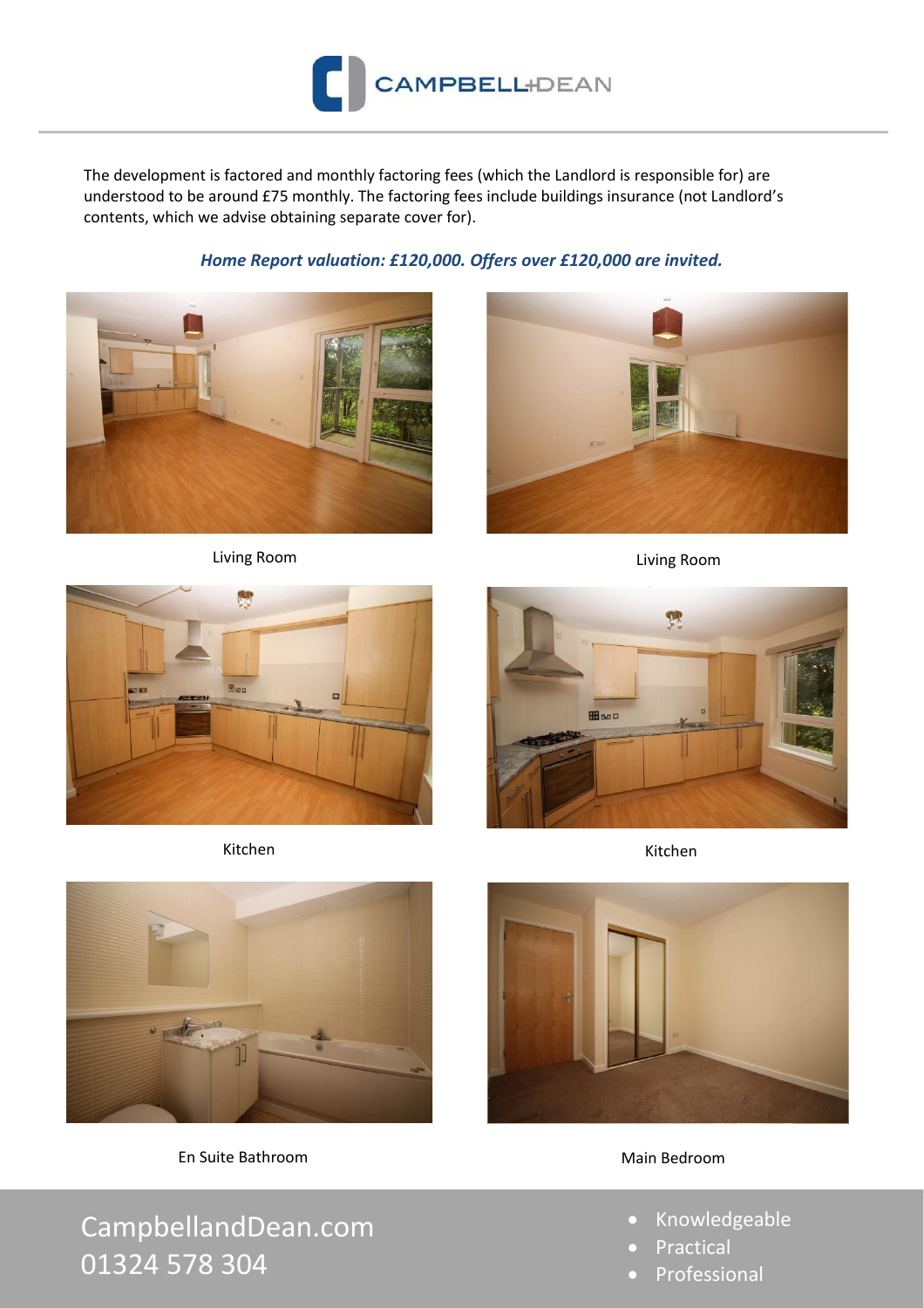The development is factored and monthly factoring fees (which the Landlord is responsible for) are understood to be around £75 monthly. The factoring fees include buildings insurance (not Landlord's contents, which we advise obtaining separate cover for).

***Home Report valuation: £120,000. Offers over £120,000 are invited.***

Living Room

Living Room

Kitchen

Kitchen

En Suite Bathroom

Main Bedroom

CampbellandDean.com
01324 578 304

- Knowledgeable
- Practical
- Professional